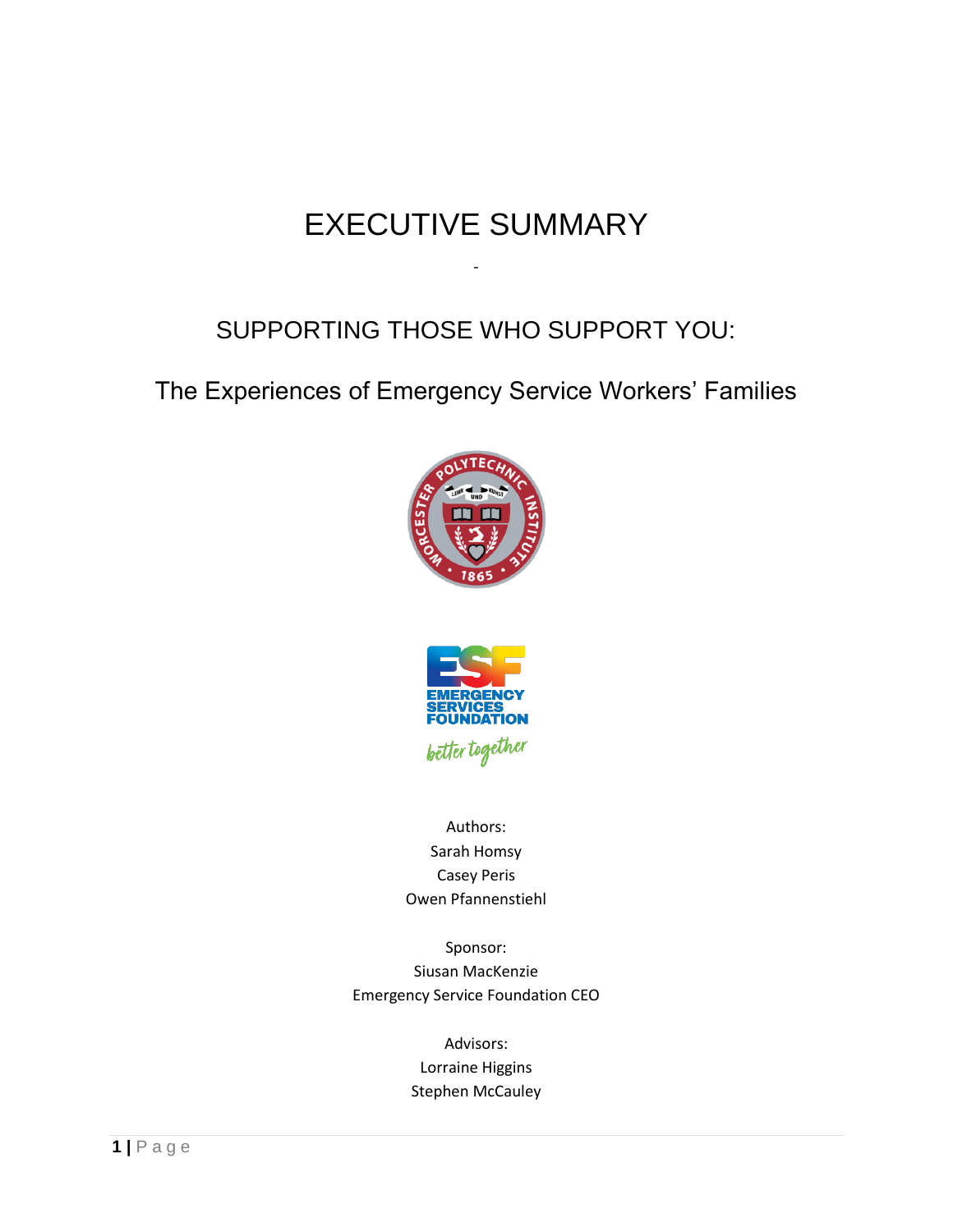# EXECUTIVE SUMMARY

-

## SUPPORTING THOSE WHO SUPPORT YOU:

## The Experiences of Emergency Service Workers' Families

Authors:
Sarah Homsy
Casey Peris
Owen Pfannenstiehl

Sponsor:
Siusan MacKenzie
Emergency Service Foundation CEO

Advisors:
Lorraine Higgins
Stephen McCauley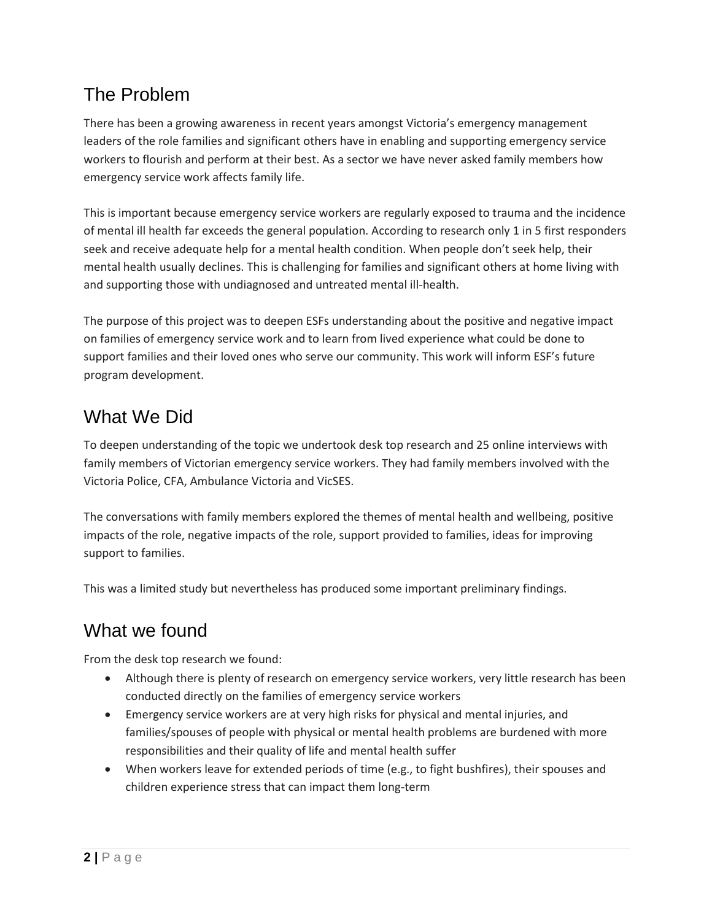## The Problem

There has been a growing awareness in recent years amongst Victoria's emergency management leaders of the role families and significant others have in enabling and supporting emergency service workers to flourish and perform at their best. As a sector we have never asked family members how emergency service work affects family life.

This is important because emergency service workers are regularly exposed to trauma and the incidence of mental ill health far exceeds the general population. According to research only 1 in 5 first responders seek and receive adequate help for a mental health condition. When people don't seek help, their mental health usually declines. This is challenging for families and significant others at home living with and supporting those with undiagnosed and untreated mental ill-health.

The purpose of this project was to deepen ESFs understanding about the positive and negative impact on families of emergency service work and to learn from lived experience what could be done to support families and their loved ones who serve our community. This work will inform ESF's future program development.

## What We Did

To deepen understanding of the topic we undertook desk top research and 25 online interviews with family members of Victorian emergency service workers. They had family members involved with the Victoria Police, CFA, Ambulance Victoria and VicSES.

The conversations with family members explored the themes of mental health and wellbeing, positive impacts of the role, negative impacts of the role, support provided to families, ideas for improving support to families.

This was a limited study but nevertheless has produced some important preliminary findings.

## What we found

From the desk top research we found:

- Although there is plenty of research on emergency service workers, very little research has been conducted directly on the families of emergency service workers
- Emergency service workers are at very high risks for physical and mental injuries, and families/spouses of people with physical or mental health problems are burdened with more responsibilities and their quality of life and mental health suffer
- When workers leave for extended periods of time (e.g., to fight bushfires), their spouses and children experience stress that can impact them long-term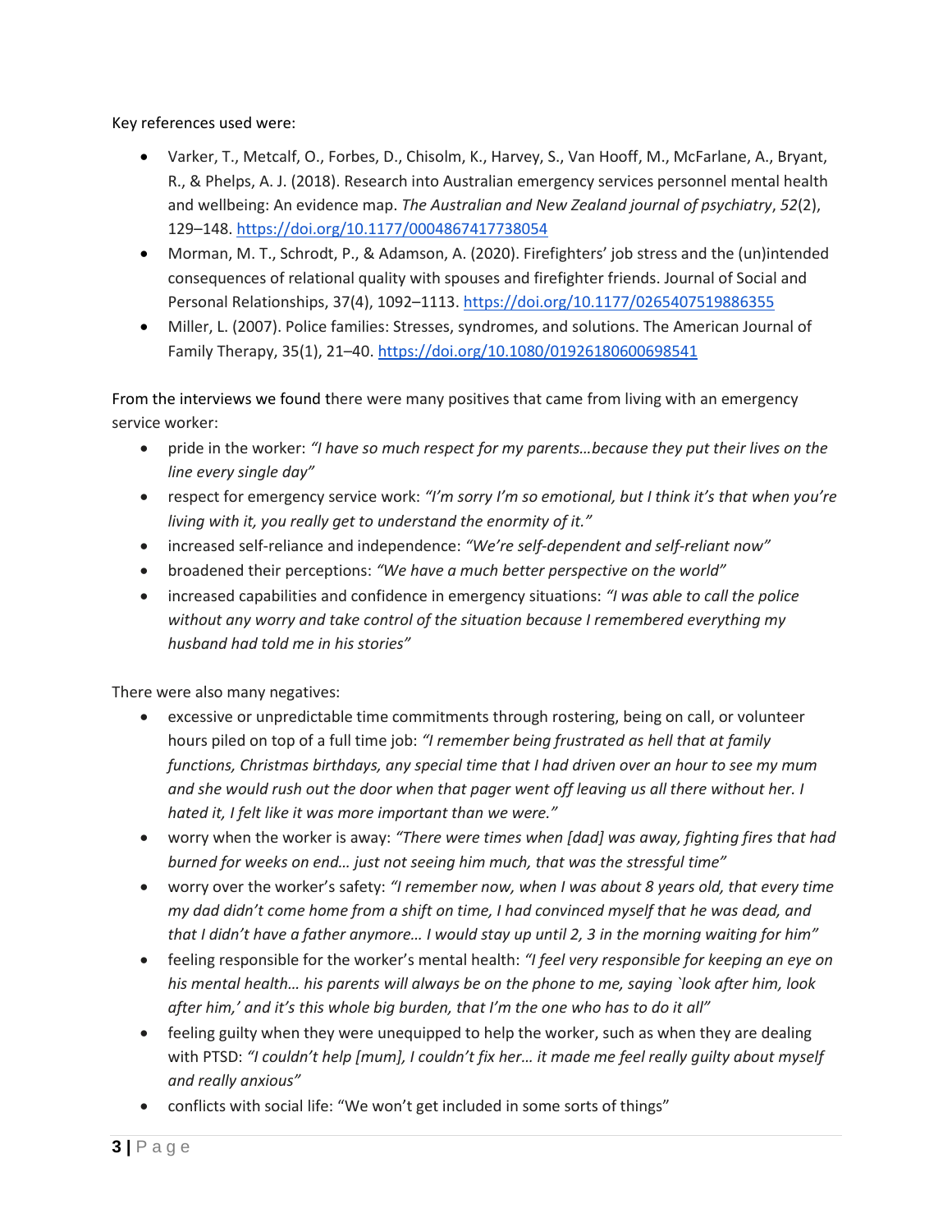Key references used were:

- Varker, T., Metcalf, O., Forbes, D., Chisolm, K., Harvey, S., Van Hooff, M., McFarlane, A., Bryant, R., & Phelps, A. J. (2018). Research into Australian emergency services personnel mental health and wellbeing: An evidence map. *The Australian and New Zealand journal of psychiatry*, *52*(2), 129–148. https://doi.org/10.1177/0004867417738054
- Morman, M. T., Schrodt, P., & Adamson, A. (2020). Firefighters' job stress and the (un)intended consequences of relational quality with spouses and firefighter friends. Journal of Social and Personal Relationships, 37(4), 1092–1113. https://doi.org/10.1177/0265407519886355
- Miller, L. (2007). Police families: Stresses, syndromes, and solutions. The American Journal of Family Therapy, 35(1), 21–40. https://doi.org/10.1080/01926180600698541

From the interviews we found there were many positives that came from living with an emergency service worker:

- pride in the worker: *"I have so much respect for my parents…because they put their lives on the line every single day"*
- respect for emergency service work: *"I'm sorry I'm so emotional, but I think it's that when you're living with it, you really get to understand the enormity of it."*
- increased self-reliance and independence: *"We're self-dependent and self-reliant now"*
- broadened their perceptions: *"We have a much better perspective on the world"*
- increased capabilities and confidence in emergency situations: *"I was able to call the police without any worry and take control of the situation because I remembered everything my husband had told me in his stories"*

There were also many negatives:

- excessive or unpredictable time commitments through rostering, being on call, or volunteer hours piled on top of a full time job: *"I remember being frustrated as hell that at family functions, Christmas birthdays, any special time that I had driven over an hour to see my mum and she would rush out the door when that pager went off leaving us all there without her. I hated it, I felt like it was more important than we were."*
- worry when the worker is away: *"There were times when [dad] was away, fighting fires that had burned for weeks on end… just not seeing him much, that was the stressful time"*
- worry over the worker's safety: *"I remember now, when I was about 8 years old, that every time my dad didn't come home from a shift on time, I had convinced myself that he was dead, and that I didn't have a father anymore… I would stay up until 2, 3 in the morning waiting for him"*
- feeling responsible for the worker's mental health: *"I feel very responsible for keeping an eye on his mental health… his parents will always be on the phone to me, saying `look after him, look after him,' and it's this whole big burden, that I'm the one who has to do it all"*
- feeling guilty when they were unequipped to help the worker, such as when they are dealing with PTSD: *"I couldn't help [mum], I couldn't fix her… it made me feel really guilty about myself and really anxious"*
- conflicts with social life: "We won't get included in some sorts of things"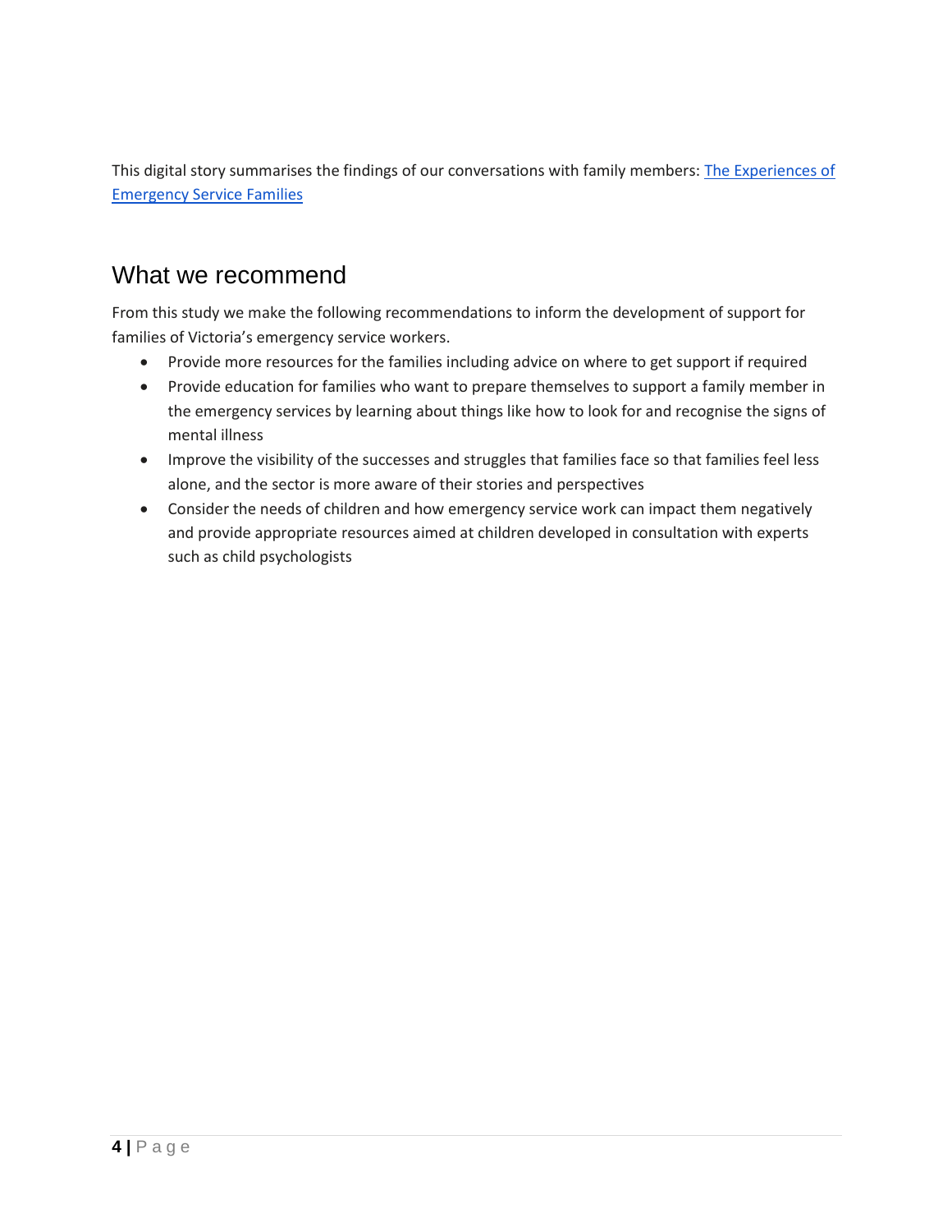This digital story summarises the findings of our conversations with family members: [The Experiences of Emergency Service Families]

## What we recommend

From this study we make the following recommendations to inform the development of support for families of Victoria's emergency service workers.

- Provide more resources for the families including advice on where to get support if required
- Provide education for families who want to prepare themselves to support a family member in the emergency services by learning about things like how to look for and recognise the signs of mental illness
- Improve the visibility of the successes and struggles that families face so that families feel less alone, and the sector is more aware of their stories and perspectives
- Consider the needs of children and how emergency service work can impact them negatively and provide appropriate resources aimed at children developed in consultation with experts such as child psychologists